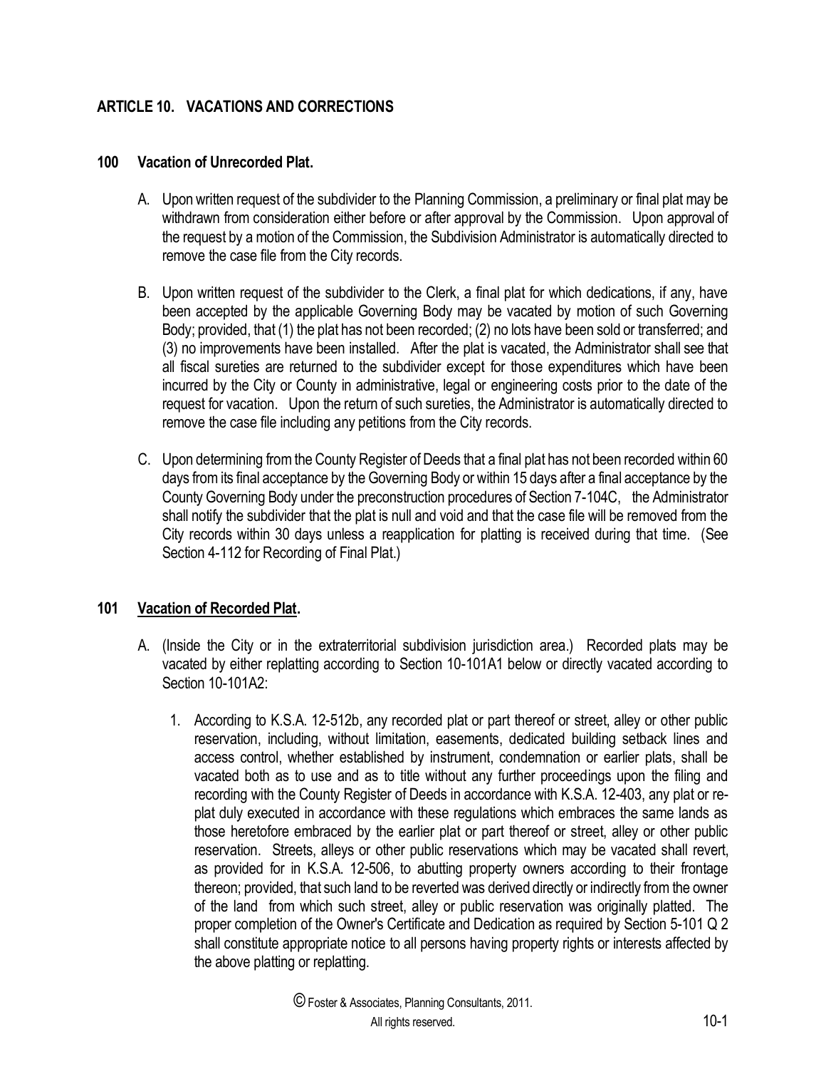## ARTICLE 10. VACATIONS AND CORRECTIONS

### 100 Vacation of Unrecorded Plat.

A. Upon written request of the subdivider to the Planning Commission, a preliminary or final plat may be withdrawn from consideration either before or after approval by the Commission. Upon approval of the request by a motion of the Commission, the Subdivision Administrator is automatically directed to remove the case file from the City records.

B. Upon written request of the subdivider to the Clerk, a final plat for which dedications, if any, have been accepted by the applicable Governing Body may be vacated by motion of such Governing Body; provided, that (1) the plat has not been recorded; (2) no lots have been sold or transferred; and (3) no improvements have been installed. After the plat is vacated, the Administrator shall see that all fiscal sureties are returned to the subdivider except for those expenditures which have been incurred by the City or County in administrative, legal or engineering costs prior to the date of the request for vacation. Upon the return of such sureties, the Administrator is automatically directed to remove the case file including any petitions from the City records.

C. Upon determining from the County Register of Deeds that a final plat has not been recorded within 60 days from its final acceptance by the Governing Body or within 15 days after a final acceptance by the County Governing Body under the preconstruction procedures of Section 7-104C, the Administrator shall notify the subdivider that the plat is null and void and that the case file will be removed from the City records within 30 days unless a reapplication for platting is received during that time. (See Section 4-112 for Recording of Final Plat.)

### 101 Vacation of Recorded Plat.

A. (Inside the City or in the extraterritorial subdivision jurisdiction area.) Recorded plats may be vacated by either replatting according to Section 10-101A1 below or directly vacated according to Section 10-101A2:

1. According to K.S.A. 12-512b, any recorded plat or part thereof or street, alley or other public reservation, including, without limitation, easements, dedicated building setback lines and access control, whether established by instrument, condemnation or earlier plats, shall be vacated both as to use and as to title without any further proceedings upon the filing and recording with the County Register of Deeds in accordance with K.S.A. 12-403, any plat or re-plat duly executed in accordance with these regulations which embraces the same lands as those heretofore embraced by the earlier plat or part thereof or street, alley or other public reservation. Streets, alleys or other public reservations which may be vacated shall revert, as provided for in K.S.A. 12-506, to abutting property owners according to their frontage thereon; provided, that such land to be reverted was derived directly or indirectly from the owner of the land from which such street, alley or public reservation was originally platted. The proper completion of the Owner's Certificate and Dedication as required by Section 5-101 Q 2 shall constitute appropriate notice to all persons having property rights or interests affected by the above platting or replatting.

© Foster & Associates, Planning Consultants, 2011. All rights reserved.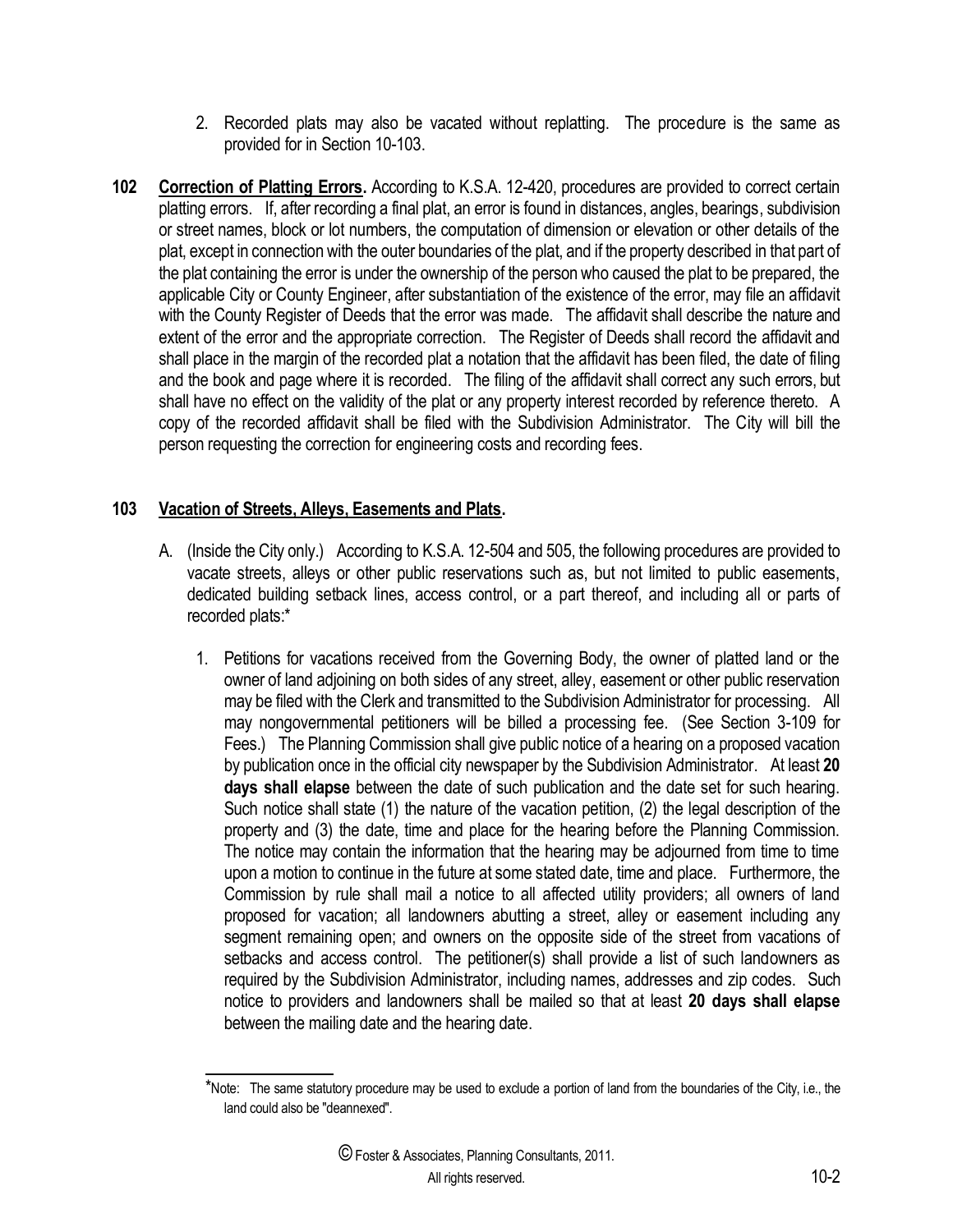2. Recorded plats may also be vacated without replatting. The procedure is the same as provided for in Section 10-103.

**102** **Correction of Platting Errors.** According to K.S.A. 12-420, procedures are provided to correct certain platting errors. If, after recording a final plat, an error is found in distances, angles, bearings, subdivision or street names, block or lot numbers, the computation of dimension or elevation or other details of the plat, except in connection with the outer boundaries of the plat, and if the property described in that part of the plat containing the error is under the ownership of the person who caused the plat to be prepared, the applicable City or County Engineer, after substantiation of the existence of the error, may file an affidavit with the County Register of Deeds that the error was made. The affidavit shall describe the nature and extent of the error and the appropriate correction. The Register of Deeds shall record the affidavit and shall place in the margin of the recorded plat a notation that the affidavit has been filed, the date of filing and the book and page where it is recorded. The filing of the affidavit shall correct any such errors, but shall have no effect on the validity of the plat or any property interest recorded by reference thereto. A copy of the recorded affidavit shall be filed with the Subdivision Administrator. The City will bill the person requesting the correction for engineering costs and recording fees.

**103** **Vacation of Streets, Alleys, Easements and Plats.**

A. (Inside the City only.) According to K.S.A. 12-504 and 505, the following procedures are provided to vacate streets, alleys or other public reservations such as, but not limited to public easements, dedicated building setback lines, access control, or a part thereof, and including all or parts of recorded plats:*

1. Petitions for vacations received from the Governing Body, the owner of platted land or the owner of land adjoining on both sides of any street, alley, easement or other public reservation may be filed with the Clerk and transmitted to the Subdivision Administrator for processing. All may nongovernmental petitioners will be billed a processing fee. (See Section 3-109 for Fees.) The Planning Commission shall give public notice of a hearing on a proposed vacation by publication once in the official city newspaper by the Subdivision Administrator. At least **20 days shall elapse** between the date of such publication and the date set for such hearing. Such notice shall state (1) the nature of the vacation petition, (2) the legal description of the property and (3) the date, time and place for the hearing before the Planning Commission. The notice may contain the information that the hearing may be adjourned from time to time upon a motion to continue in the future at some stated date, time and place. Furthermore, the Commission by rule shall mail a notice to all affected utility providers; all owners of land proposed for vacation; all landowners abutting a street, alley or easement including any segment remaining open; and owners on the opposite side of the street from vacations of setbacks and access control. The petitioner(s) shall provide a list of such landowners as required by the Subdivision Administrator, including names, addresses and zip codes. Such notice to providers and landowners shall be mailed so that at least **20 days shall elapse** between the mailing date and the hearing date.

*Note: The same statutory procedure may be used to exclude a portion of land from the boundaries of the City, i.e., the land could also be "deannexed".

© Foster & Associates, Planning Consultants, 2011. All rights reserved.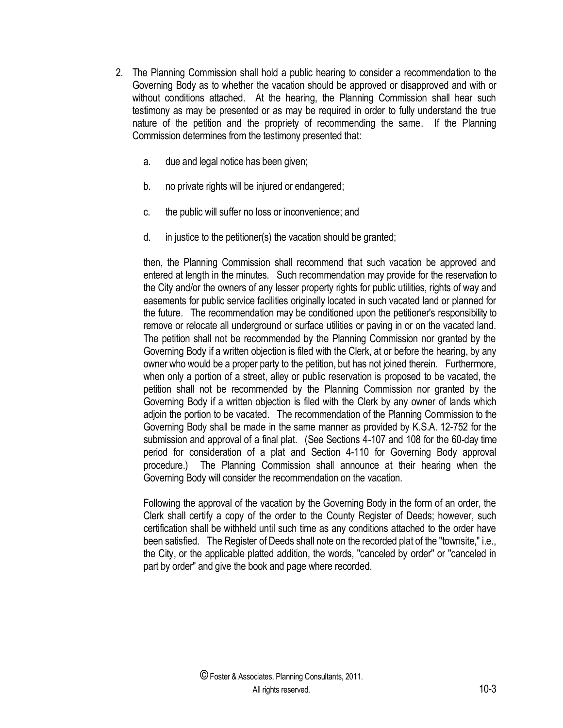2. The Planning Commission shall hold a public hearing to consider a recommendation to the Governing Body as to whether the vacation should be approved or disapproved and with or without conditions attached. At the hearing, the Planning Commission shall hear such testimony as may be presented or as may be required in order to fully understand the true nature of the petition and the propriety of recommending the same. If the Planning Commission determines from the testimony presented that:

   a. due and legal notice has been given;

   b. no private rights will be injured or endangered;

   c. the public will suffer no loss or inconvenience; and

   d. in justice to the petitioner(s) the vacation should be granted;

   then, the Planning Commission shall recommend that such vacation be approved and entered at length in the minutes. Such recommendation may provide for the reservation to the City and/or the owners of any lesser property rights for public utilities, rights of way and easements for public service facilities originally located in such vacated land or planned for the future. The recommendation may be conditioned upon the petitioner's responsibility to remove or relocate all underground or surface utilities or paving in or on the vacated land. The petition shall not be recommended by the Planning Commission nor granted by the Governing Body if a written objection is filed with the Clerk, at or before the hearing, by any owner who would be a proper party to the petition, but has not joined therein. Furthermore, when only a portion of a street, alley or public reservation is proposed to be vacated, the petition shall not be recommended by the Planning Commission nor granted by the Governing Body if a written objection is filed with the Clerk by any owner of lands which adjoin the portion to be vacated. The recommendation of the Planning Commission to the Governing Body shall be made in the same manner as provided by K.S.A. 12-752 for the submission and approval of a final plat. (See Sections 4-107 and 108 for the 60-day time period for consideration of a plat and Section 4-110 for Governing Body approval procedure.) The Planning Commission shall announce at their hearing when the Governing Body will consider the recommendation on the vacation.

   Following the approval of the vacation by the Governing Body in the form of an order, the Clerk shall certify a copy of the order to the County Register of Deeds; however, such certification shall be withheld until such time as any conditions attached to the order have been satisfied. The Register of Deeds shall note on the recorded plat of the "townsite," i.e., the City, or the applicable platted addition, the words, "canceled by order" or "canceled in part by order" and give the book and page where recorded.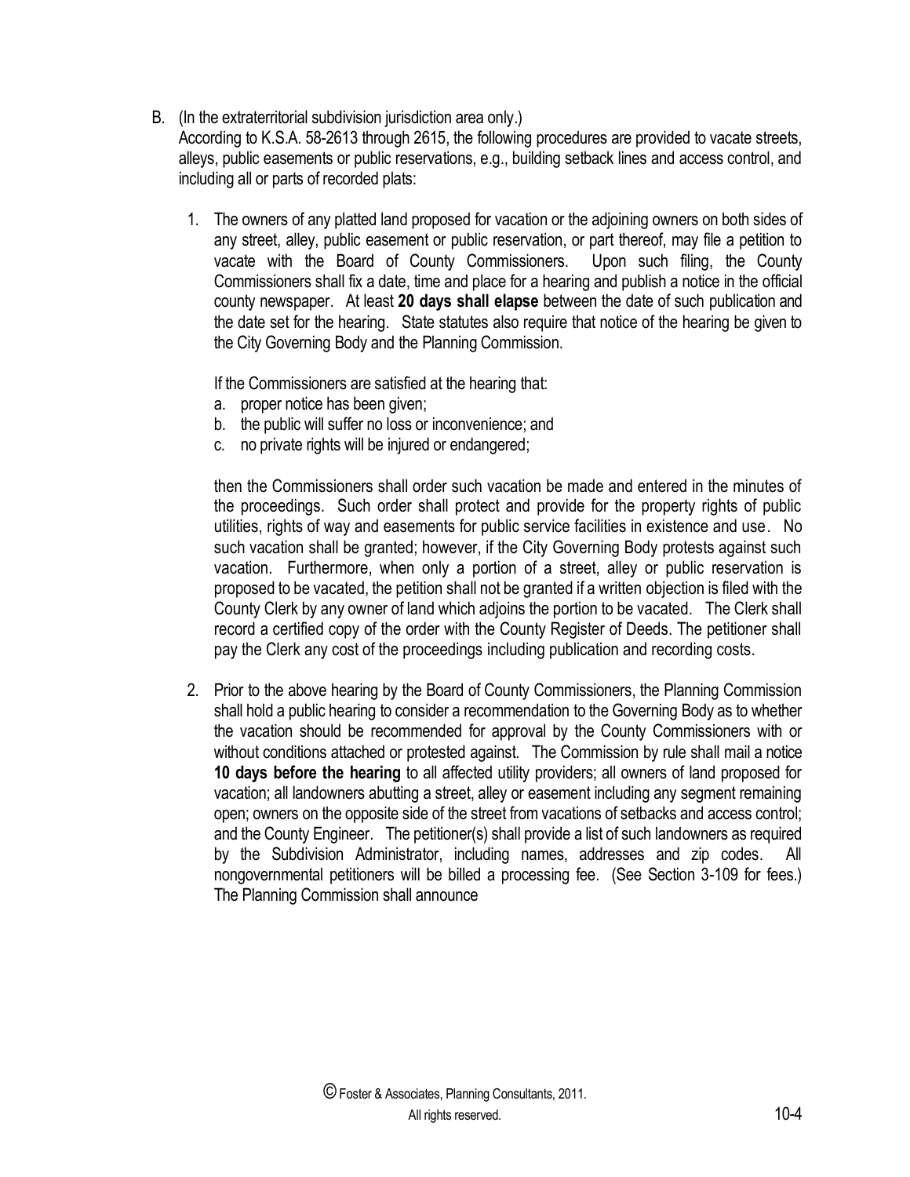B. (In the extraterritorial subdivision jurisdiction area only.)
According to K.S.A. 58-2613 through 2615, the following procedures are provided to vacate streets, alleys, public easements or public reservations, e.g., building setback lines and access control, and including all or parts of recorded plats:

1. The owners of any platted land proposed for vacation or the adjoining owners on both sides of any street, alley, public easement or public reservation, or part thereof, may file a petition to vacate with the Board of County Commissioners. Upon such filing, the County Commissioners shall fix a date, time and place for a hearing and publish a notice in the official county newspaper. At least **20 days shall elapse** between the date of such publication and the date set for the hearing. State statutes also require that notice of the hearing be given to the City Governing Body and the Planning Commission.

   If the Commissioners are satisfied at the hearing that:
   a. proper notice has been given;
   b. the public will suffer no loss or inconvenience; and
   c. no private rights will be injured or endangered;

   then the Commissioners shall order such vacation be made and entered in the minutes of the proceedings. Such order shall protect and provide for the property rights of public utilities, rights of way and easements for public service facilities in existence and use. No such vacation shall be granted; however, if the City Governing Body protests against such vacation. Furthermore, when only a portion of a street, alley or public reservation is proposed to be vacated, the petition shall not be granted if a written objection is filed with the County Clerk by any owner of land which adjoins the portion to be vacated. The Clerk shall record a certified copy of the order with the County Register of Deeds. The petitioner shall pay the Clerk any cost of the proceedings including publication and recording costs.

2. Prior to the above hearing by the Board of County Commissioners, the Planning Commission shall hold a public hearing to consider a recommendation to the Governing Body as to whether the vacation should be recommended for approval by the County Commissioners with or without conditions attached or protested against. The Commission by rule shall mail a notice **10 days before the hearing** to all affected utility providers; all owners of land proposed for vacation; all landowners abutting a street, alley or easement including any segment remaining open; owners on the opposite side of the street from vacations of setbacks and access control; and the County Engineer. The petitioner(s) shall provide a list of such landowners as required by the Subdivision Administrator, including names, addresses and zip codes. All nongovernmental petitioners will be billed a processing fee. (See Section 3-109 for fees.) The Planning Commission shall announce

© Foster & Associates, Planning Consultants, 2011.
All rights reserved.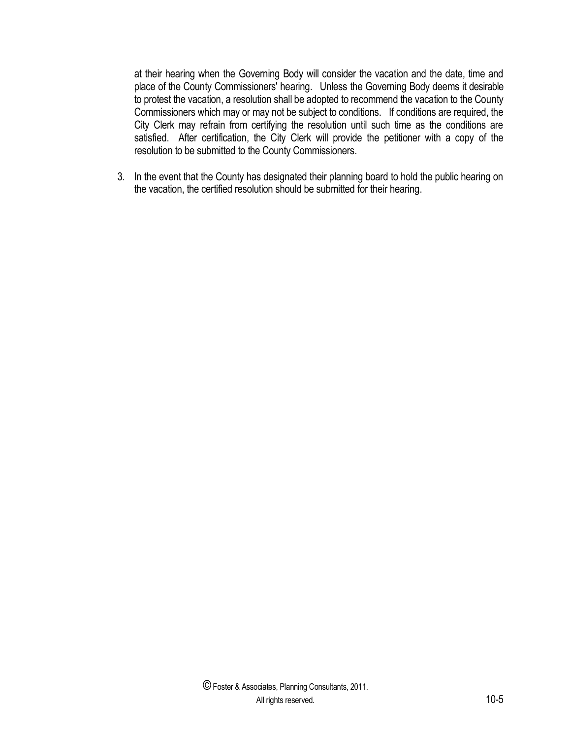at their hearing when the Governing Body will consider the vacation and the date, time and place of the County Commissioners' hearing. Unless the Governing Body deems it desirable to protest the vacation, a resolution shall be adopted to recommend the vacation to the County Commissioners which may or may not be subject to conditions. If conditions are required, the City Clerk may refrain from certifying the resolution until such time as the conditions are satisfied. After certification, the City Clerk will provide the petitioner with a copy of the resolution to be submitted to the County Commissioners.

3. In the event that the County has designated their planning board to hold the public hearing on the vacation, the certified resolution should be submitted for their hearing.